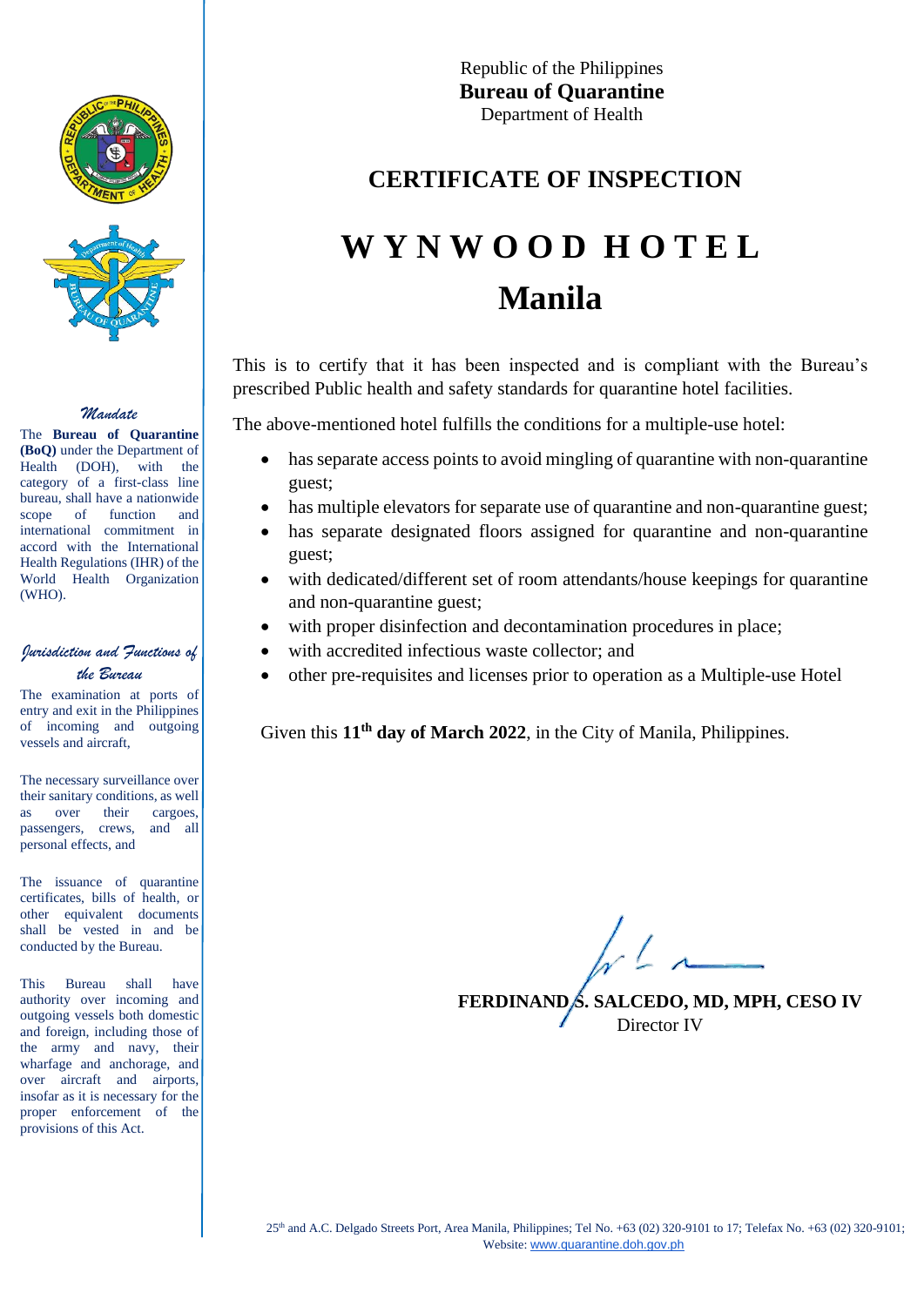Republic of the Philippines
**Bureau of Quarantine**
Department of Health

# CERTIFICATE OF INSPECTION

# W Y N W O O D H O T E L
# Manila

This is to certify that it has been inspected and is compliant with the Bureau's prescribed Public health and safety standards for quarantine hotel facilities.

The above-mentioned hotel fulfills the conditions for a multiple-use hotel:

- has separate access points to avoid mingling of quarantine with non-quarantine guest;
- has multiple elevators for separate use of quarantine and non-quarantine guest;
- has separate designated floors assigned for quarantine and non-quarantine guest;
- with dedicated/different set of room attendants/house keepings for quarantine and non-quarantine guest;
- with proper disinfection and decontamination procedures in place;
- with accredited infectious waste collector; and
- other pre-requisites and licenses prior to operation as a Multiple-use Hotel

Given this **11th day of March 2022**, in the City of Manila, Philippines.

**FERDINAND S. SALCEDO, MD, MPH, CESO IV**
Director IV

*Mandate*

The **Bureau of Quarantine (BoQ)** under the Department of Health (DOH), with the category of a first-class line bureau, shall have a nationwide scope of function and international commitment in accord with the International Health Regulations (IHR) of the World Health Organization (WHO).

*Jurisdiction and Functions of the Bureau*

The examination at ports of entry and exit in the Philippines of incoming and outgoing vessels and aircraft,

The necessary surveillance over their sanitary conditions, as well as over their cargoes, passengers, crews, and all personal effects, and

The issuance of quarantine certificates, bills of health, or other equivalent documents shall be vested in and be conducted by the Bureau.

This Bureau shall have authority over incoming and outgoing vessels both domestic and foreign, including those of the army and navy, their wharfage and anchorage, and over aircraft and airports, insofar as it is necessary for the proper enforcement of the provisions of this Act.

25th and A.C. Delgado Streets Port, Area Manila, Philippines; Tel No. +63 (02) 320-9101 to 17; Telefax No. +63 (02) 320-9101;
Website: www.quarantine.doh.gov.ph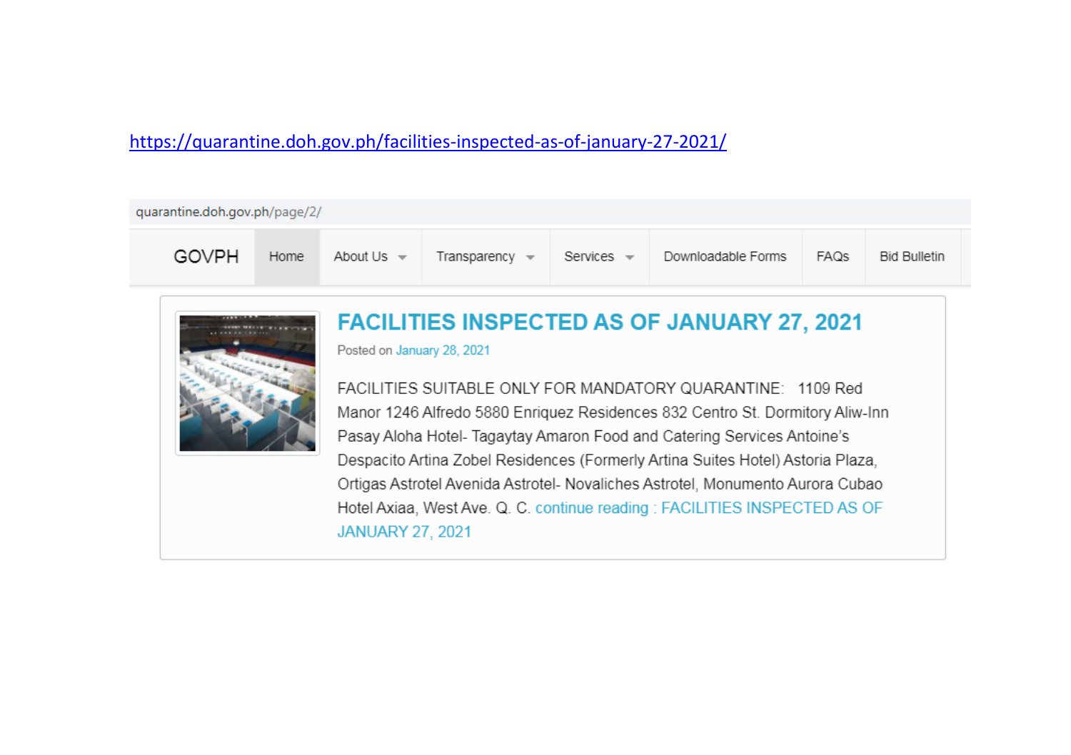https://quarantine.doh.gov.ph/facilities-inspected-as-of-january-27-2021/

quarantine.doh.gov.ph/page/2/

GOVPH | Home | About Us | Transparency | Services | Downloadable Forms | FAQs | Bid Bulletin

## FACILITIES INSPECTED AS OF JANUARY 27, 2021

Posted on January 28, 2021

FACILITIES SUITABLE ONLY FOR MANDATORY QUARANTINE: 1109 Red Manor 1246 Alfredo 5880 Enriquez Residences 832 Centro St. Dormitory Aliw-Inn Pasay Aloha Hotel- Tagaytay Amaron Food and Catering Services Antoine's Despacito Artina Zobel Residences (Formerly Artina Suites Hotel) Astoria Plaza, Ortigas Astrotel Avenida Astrotel- Novaliches Astrotel, Monumento Aurora Cubao Hotel Axiaa, West Ave. Q. C. continue reading : FACILITIES INSPECTED AS OF JANUARY 27, 2021